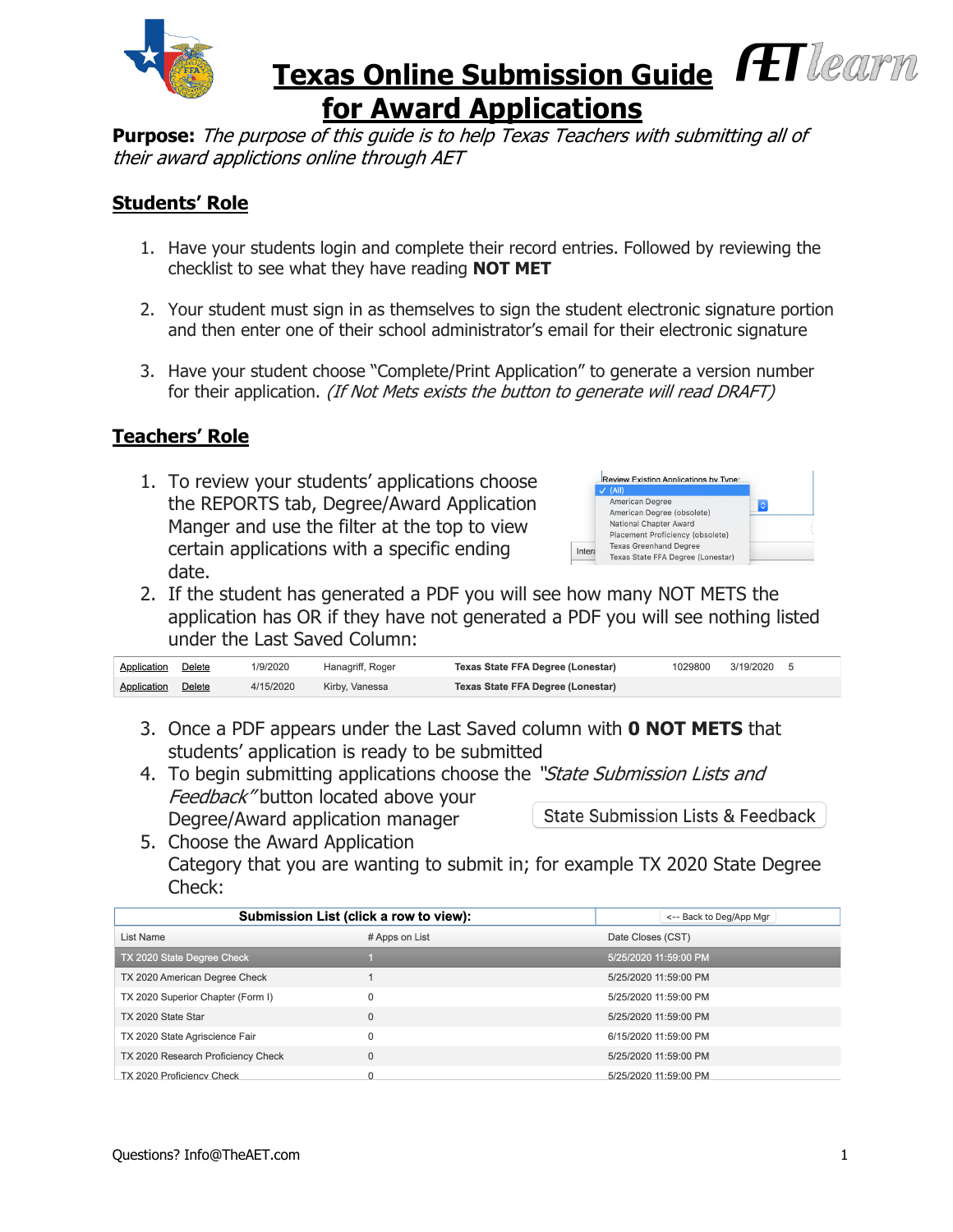# Texas Online Submission Guide for Award Applications

**Purpose:** *The purpose of this guide is to help Texas Teachers with submitting all of their award applictions online through AET*

## Students' Role

1. Have your students login and complete their record entries. Followed by reviewing the checklist to see what they have reading **NOT MET**
2. Your student must sign in as themselves to sign the student electronic signature portion and then enter one of their school administrator's email for their electronic signature
3. Have your student choose "Complete/Print Application" to generate a version number for their application. *(If Not Mets exists the button to generate will read DRAFT)*

## Teachers' Role

1. To review your students' applications choose the REPORTS tab, Degree/Award Application Manger and use the filter at the top to view certain applications with a specific ending date.

   Review Existing Applications by Type:
   - ✓ (All)
   - American Degree
   - American Degree (obsolete)
   - National Chapter Award
   - Placement Proficiency (obsolete)
   - Texas Greenhand Degree
   - Texas State FFA Degree (Lonestar)

2. If the student has generated a PDF you will see how many NOT METS the application has OR if they have not generated a PDF you will see nothing listed under the Last Saved Column:

| | | | | | | | |
|---|---|---|---|---|---|---|---|
| Application | Delete | 1/9/2020 | Hanagriff, Roger | Texas State FFA Degree (Lonestar) | 1029800 | 3/19/2020 | 5 |
| Application | Delete | 4/15/2020 | Kirby, Vanessa | Texas State FFA Degree (Lonestar) | | | |

3. Once a PDF appears under the Last Saved column with **0 NOT METS** that students' application is ready to be submitted
4. To begin submitting applications choose the *"State Submission Lists and Feedback"* button located above your Degree/Award application manager

   State Submission Lists & Feedback

5. Choose the Award Application Category that you are wanting to submit in; for example TX 2020 State Degree Check:

| **Submission List (click a row to view):** | | <-- Back to Deg/App Mgr |
|---|---|---|
| List Name | # Apps on List | Date Closes (CST) |
| TX 2020 State Degree Check | 1 | 5/25/2020 11:59:00 PM |
| TX 2020 American Degree Check | 1 | 5/25/2020 11:59:00 PM |
| TX 2020 Superior Chapter (Form I) | 0 | 5/25/2020 11:59:00 PM |
| TX 2020 State Star | 0 | 5/25/2020 11:59:00 PM |
| TX 2020 State Agriscience Fair | 0 | 6/15/2020 11:59:00 PM |
| TX 2020 Research Proficiency Check | 0 | 5/25/2020 11:59:00 PM |
| TX 2020 Proficiency Check | 0 | 5/25/2020 11:59:00 PM |

Questions? Info@TheAET.com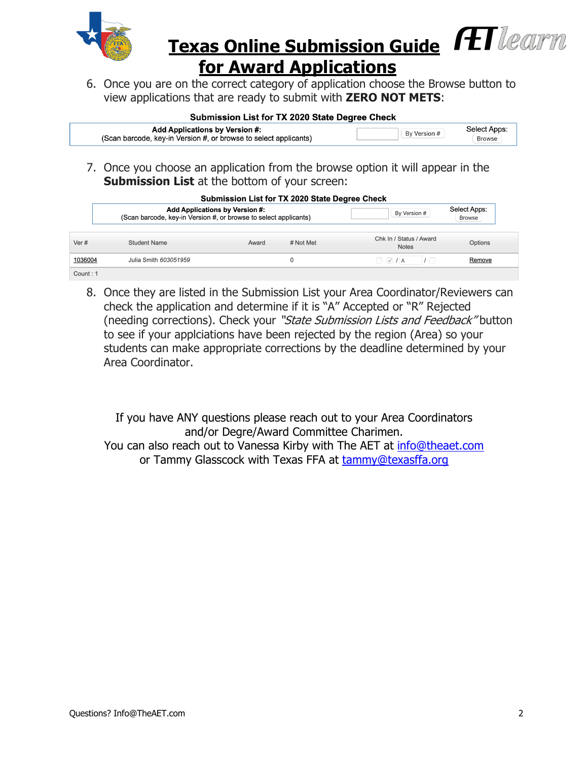# Texas Online Submission Guide for Award Applications

6. Once you are on the correct category of application choose the Browse button to view applications that are ready to submit with **ZERO NOT METS**:

**Submission List for TX 2020 State Degree Check**

| | | |
|---|---|---|
| **Add Applications by Version #:** (Scan barcode, key-in Version #, or browse to select applicants) | By Version # | Select Apps: Browse |

7. Once you choose an application from the browse option it will appear in the **Submission List** at the bottom of your screen:

**Submission List for TX 2020 State Degree Check**

| | | |
|---|---|---|
| **Add Applications by Version #:** (Scan barcode, key-in Version #, or browse to select applicants) | By Version # | Select Apps: Browse |

| Ver # | Student Name | Award | # Not Met | Chk In / Status / Award Notes | Options |
|---|---|---|---|---|---|
| 1036004 | Julia Smith *603051959* | | 0 | ✓ / A / | Remove |
| Count : 1 | | | | | |

8. Once they are listed in the Submission List your Area Coordinator/Reviewers can check the application and determine if it is "A" Accepted or "R" Rejected (needing corrections). Check your *"State Submission Lists and Feedback"* button to see if your applciations have been rejected by the region (Area) so your students can make appropriate corrections by the deadline determined by your Area Coordinator.

If you have ANY questions please reach out to your Area Coordinators and/or Degre/Award Committee Charimen.
You can also reach out to Vanessa Kirby with The AET at info@theaet.com or Tammy Glasscock with Texas FFA at tammy@texasffa.org

Questions? Info@TheAET.com